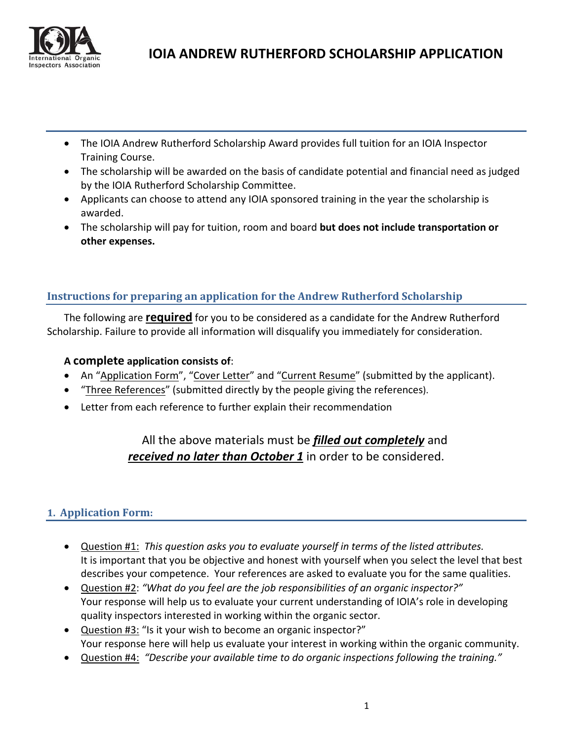# IOIA ANDREW RUTHERFORD SCHOLARSHIP APPLICATION

- The IOIA Andrew Rutherford Scholarship Award provides full tuition for an IOIA Inspector Training Course.
- The scholarship will be awarded on the basis of candidate potential and financial need as judged by the IOIA Rutherford Scholarship Committee.
- Applicants can choose to attend any IOIA sponsored training in the year the scholarship is awarded.
- The scholarship will pay for tuition, room and board **but does not include transportation or other expenses.**

## Instructions for preparing an application for the Andrew Rutherford Scholarship

The following are **required** for you to be considered as a candidate for the Andrew Rutherford Scholarship. Failure to provide all information will disqualify you immediately for consideration.

**A complete application consists of**:

- An "Application Form", "Cover Letter" and "Current Resume" (submitted by the applicant).
- "Three References" (submitted directly by the people giving the references).
- Letter from each reference to further explain their recommendation

All the above materials must be ***filled out completely*** and ***received no later than October 1*** in order to be considered.

## 1. Application Form:

- Question #1: *This question asks you to evaluate yourself in terms of the listed attributes.* It is important that you be objective and honest with yourself when you select the level that best describes your competence. Your references are asked to evaluate you for the same qualities.
- Question #2: *"What do you feel are the job responsibilities of an organic inspector?"* Your response will help us to evaluate your current understanding of IOIA's role in developing quality inspectors interested in working within the organic sector.
- Question #3: "Is it your wish to become an organic inspector?" Your response here will help us evaluate your interest in working within the organic community.
- Question #4: *"Describe your available time to do organic inspections following the training."*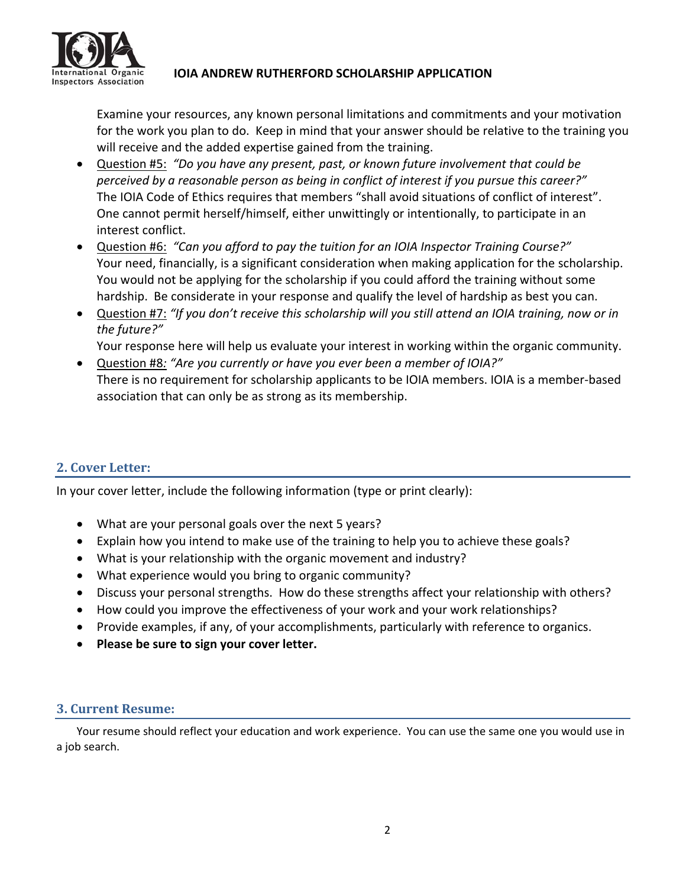Examine your resources, any known personal limitations and commitments and your motivation for the work you plan to do. Keep in mind that your answer should be relative to the training you will receive and the added expertise gained from the training.

- Question #5: *"Do you have any present, past, or known future involvement that could be perceived by a reasonable person as being in conflict of interest if you pursue this career?"* The IOIA Code of Ethics requires that members "shall avoid situations of conflict of interest". One cannot permit herself/himself, either unwittingly or intentionally, to participate in an interest conflict.
- Question #6: *"Can you afford to pay the tuition for an IOIA Inspector Training Course?"* Your need, financially, is a significant consideration when making application for the scholarship. You would not be applying for the scholarship if you could afford the training without some hardship. Be considerate in your response and qualify the level of hardship as best you can.
- Question #7: *"If you don't receive this scholarship will you still attend an IOIA training, now or in the future?"*
  Your response here will help us evaluate your interest in working within the organic community.
- Question #8: *"Are you currently or have you ever been a member of IOIA?"*
  There is no requirement for scholarship applicants to be IOIA members. IOIA is a member-based association that can only be as strong as its membership.

## 2. Cover Letter:

In your cover letter, include the following information (type or print clearly):

- What are your personal goals over the next 5 years?
- Explain how you intend to make use of the training to help you to achieve these goals?
- What is your relationship with the organic movement and industry?
- What experience would you bring to organic community?
- Discuss your personal strengths. How do these strengths affect your relationship with others?
- How could you improve the effectiveness of your work and your work relationships?
- Provide examples, if any, of your accomplishments, particularly with reference to organics.
- **Please be sure to sign your cover letter.**

## 3. Current Resume:

Your resume should reflect your education and work experience. You can use the same one you would use in a job search.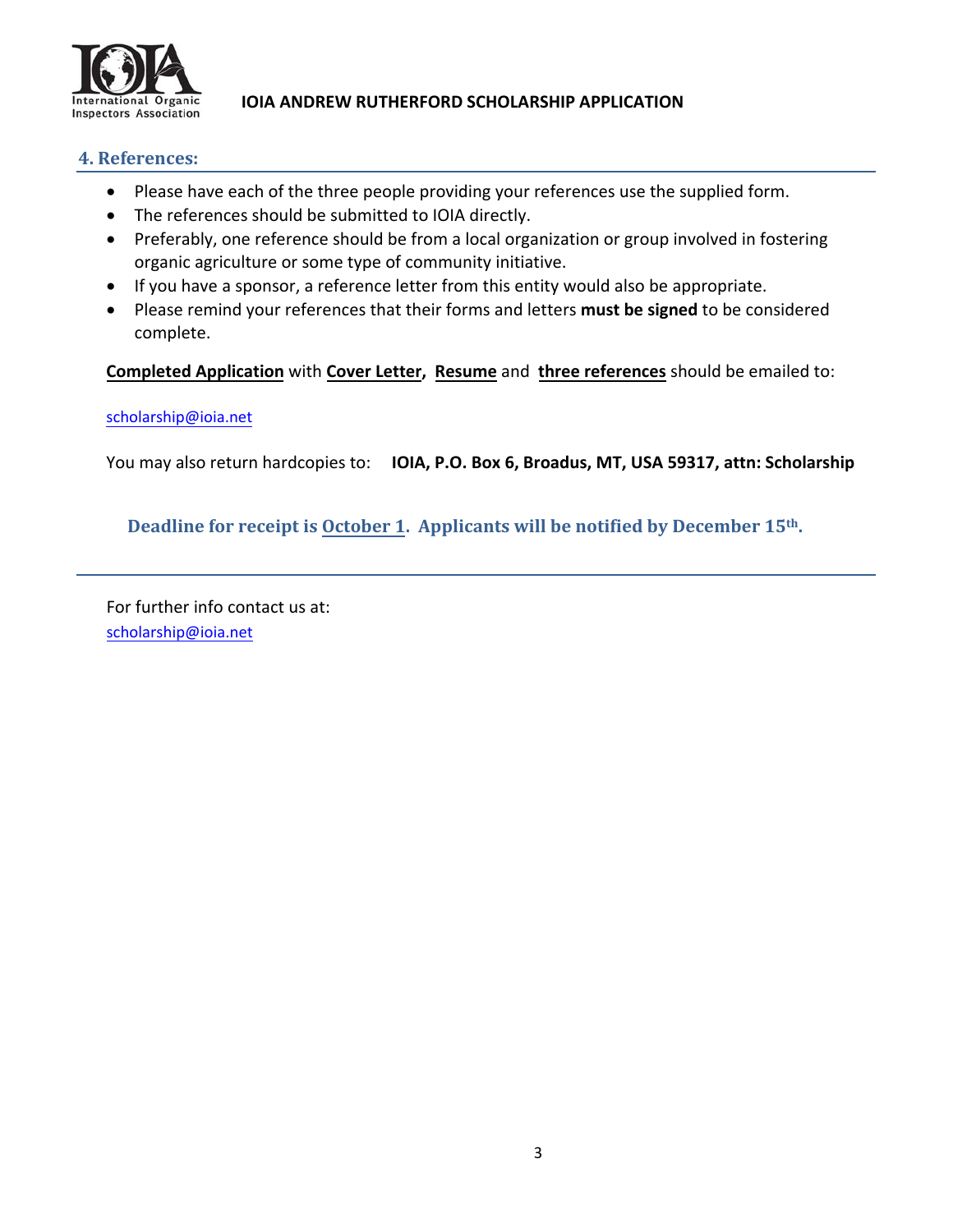## 4. References:

- Please have each of the three people providing your references use the supplied form.
- The references should be submitted to IOIA directly.
- Preferably, one reference should be from a local organization or group involved in fostering organic agriculture or some type of community initiative.
- If you have a sponsor, a reference letter from this entity would also be appropriate.
- Please remind your references that their forms and letters **must be signed** to be considered complete.

**Completed Application** with **Cover Letter**, **Resume** and **three references** should be emailed to:

scholarship@ioia.net

You may also return hardcopies to: **IOIA, P.O. Box 6, Broadus, MT, USA 59317, attn: Scholarship**

**Deadline for receipt is October 1. Applicants will be notified by December 15th.**

---

For further info contact us at:
scholarship@ioia.net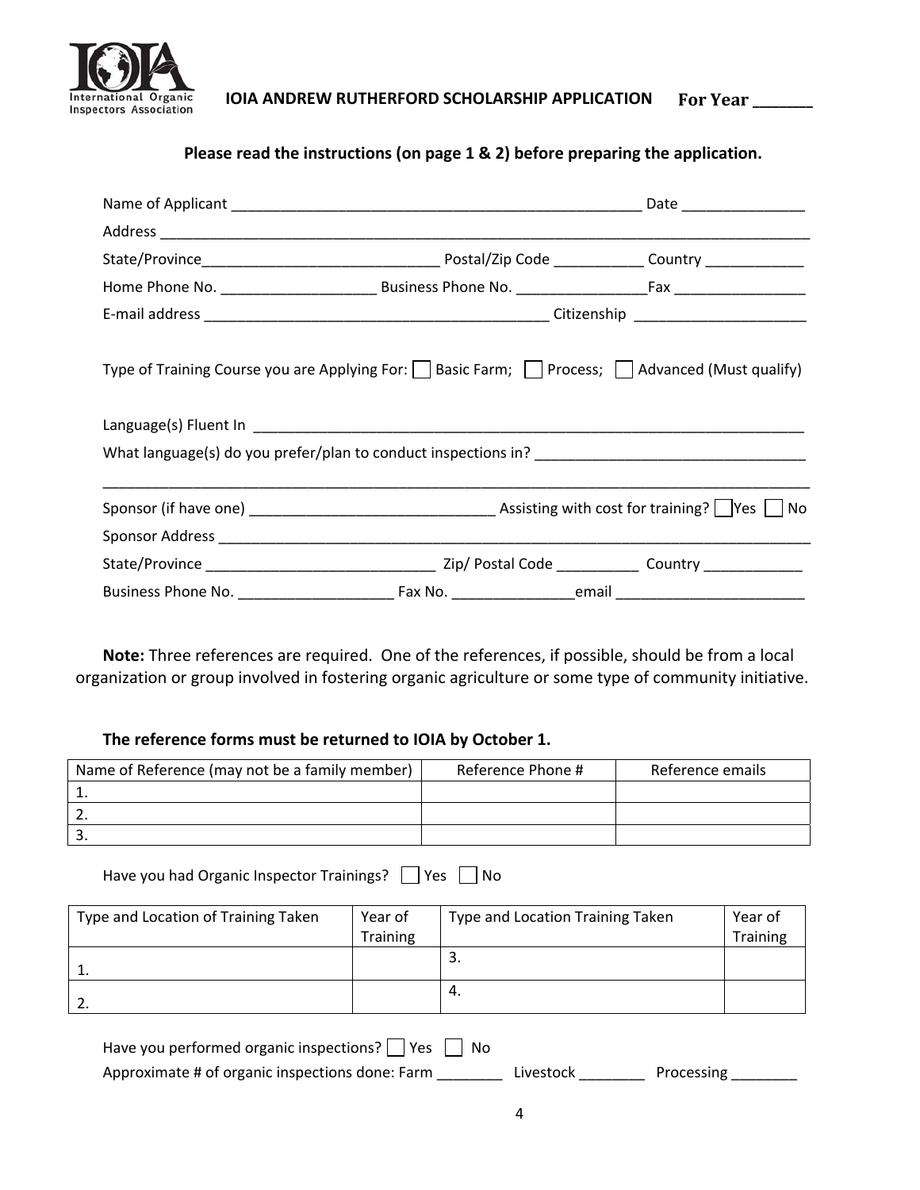IOIA International Organic Inspectors Association

# IOIA ANDREW RUTHERFORD SCHOLARSHIP APPLICATION For Year _______

**Please read the instructions (on page 1 & 2) before preparing the application.**

Name of Applicant ____________________________________________________ Date _______________

Address ___________________________________________________________________________________

State/Province_____________________________ Postal/Zip Code ___________ Country ____________

Home Phone No. ___________________ Business Phone No. ________________Fax ________________

E-mail address __________________________________________ Citizenship _____________________

Type of Training Course you are Applying For: ☐ Basic Farm; ☐ Process; ☐ Advanced (Must qualify)

Language(s) Fluent In ____________________________________________________________________

What language(s) do you prefer/plan to conduct inspections in? ________________________________

_________________________________________________________________________________________

Sponsor (if have one) _____________________________ Assisting with cost for training? ☐ Yes ☐ No

Sponsor Address __________________________________________________________________________

State/Province ____________________________ Zip/ Postal Code __________ Country ____________

Business Phone No. ___________________ Fax No. _______________email _______________________

**Note:** Three references are required. One of the references, if possible, should be from a local organization or group involved in fostering organic agriculture or some type of community initiative.

**The reference forms must be returned to IOIA by October 1.**

| Name of Reference (may not be a family member) | Reference Phone # | Reference emails |
|---|---|---|
| 1. | | |
| 2. | | |
| 3. | | |

Have you had Organic Inspector Trainings? ☐ Yes ☐ No

| Type and Location of Training Taken | Year of Training | Type and Location Training Taken | Year of Training |
|---|---|---|---|
| 1. | | 3. | |
| 2. | | 4. | |

Have you performed organic inspections? ☐ Yes ☐ No

Approximate # of organic inspections done: Farm ________ Livestock ________ Processing ________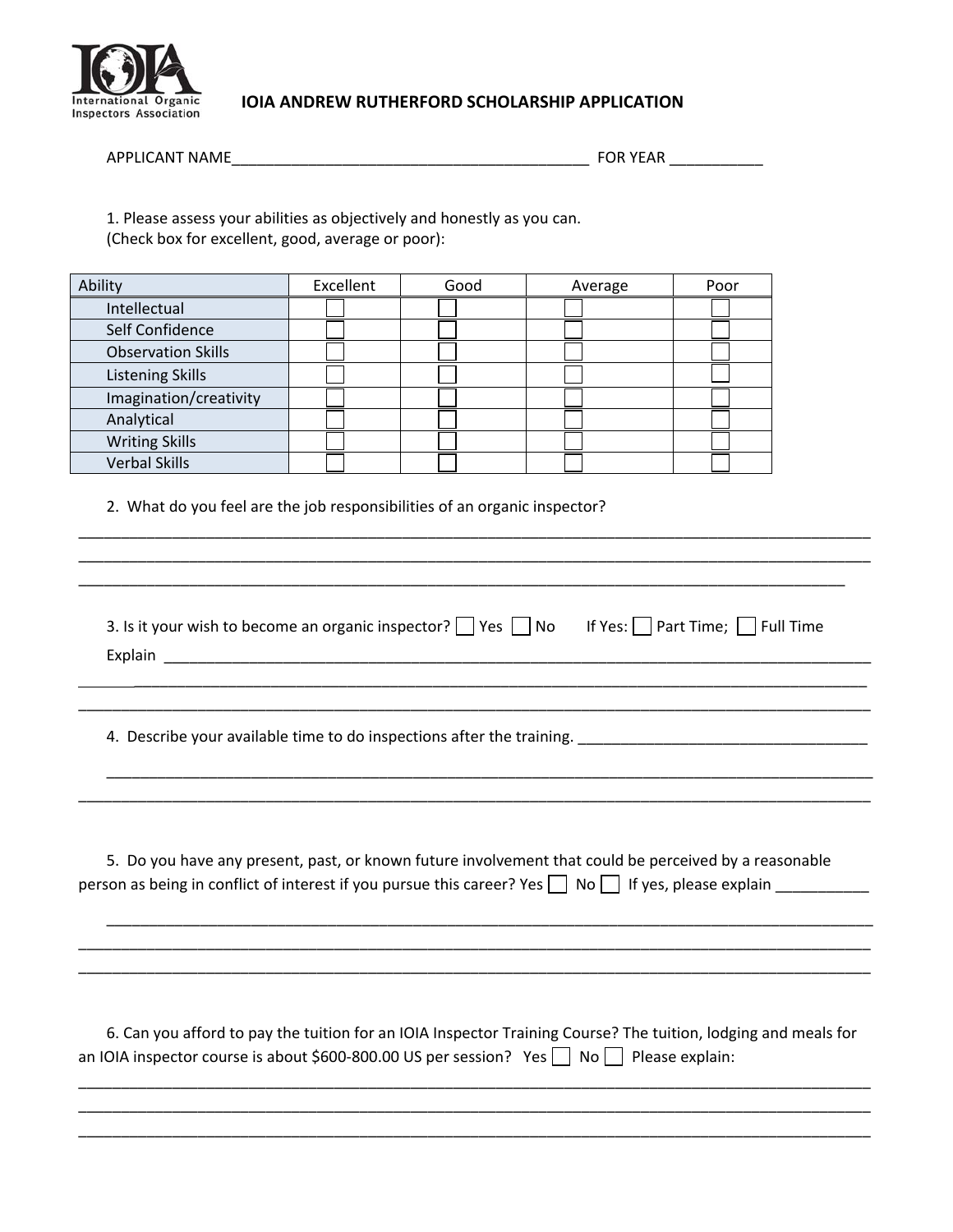IOIA
International Organic Inspectors Association

# IOIA ANDREW RUTHERFORD SCHOLARSHIP APPLICATION

APPLICANT NAME__________________________________________ FOR YEAR ___________

1. Please assess your abilities as objectively and honestly as you can.
(Check box for excellent, good, average or poor):

| Ability | Excellent | Good | Average | Poor |
|---|---|---|---|---|
| Intellectual | ☐ | ☐ | ☐ | ☐ |
| Self Confidence | ☐ | ☐ | ☐ | ☐ |
| Observation Skills | ☐ | ☐ | ☐ | ☐ |
| Listening Skills | ☐ | ☐ | ☐ | ☐ |
| Imagination/creativity | ☐ | ☐ | ☐ | ☐ |
| Analytical | ☐ | ☐ | ☐ | ☐ |
| Writing Skills | ☐ | ☐ | ☐ | ☐ |
| Verbal Skills | ☐ | ☐ | ☐ | ☐ |

2. What do you feel are the job responsibilities of an organic inspector?

______________________________________________________________________________________

______________________________________________________________________________________

______________________________________________________________________________________

3. Is it your wish to become an organic inspector? ☐ Yes ☐ No If Yes: ☐ Part Time; ☐ Full Time

Explain ______________________________________________________________________________

______________________________________________________________________________________

______________________________________________________________________________________

4. Describe your available time to do inspections after the training. ________________________

______________________________________________________________________________________

______________________________________________________________________________________

5. Do you have any present, past, or known future involvement that could be perceived by a reasonable person as being in conflict of interest if you pursue this career? Yes ☐ No ☐ If yes, please explain ___________

______________________________________________________________________________________

______________________________________________________________________________________

______________________________________________________________________________________

6. Can you afford to pay the tuition for an IOIA Inspector Training Course? The tuition, lodging and meals for an IOIA inspector course is about $600-800.00 US per session? Yes ☐ No ☐ Please explain:

______________________________________________________________________________________

______________________________________________________________________________________

______________________________________________________________________________________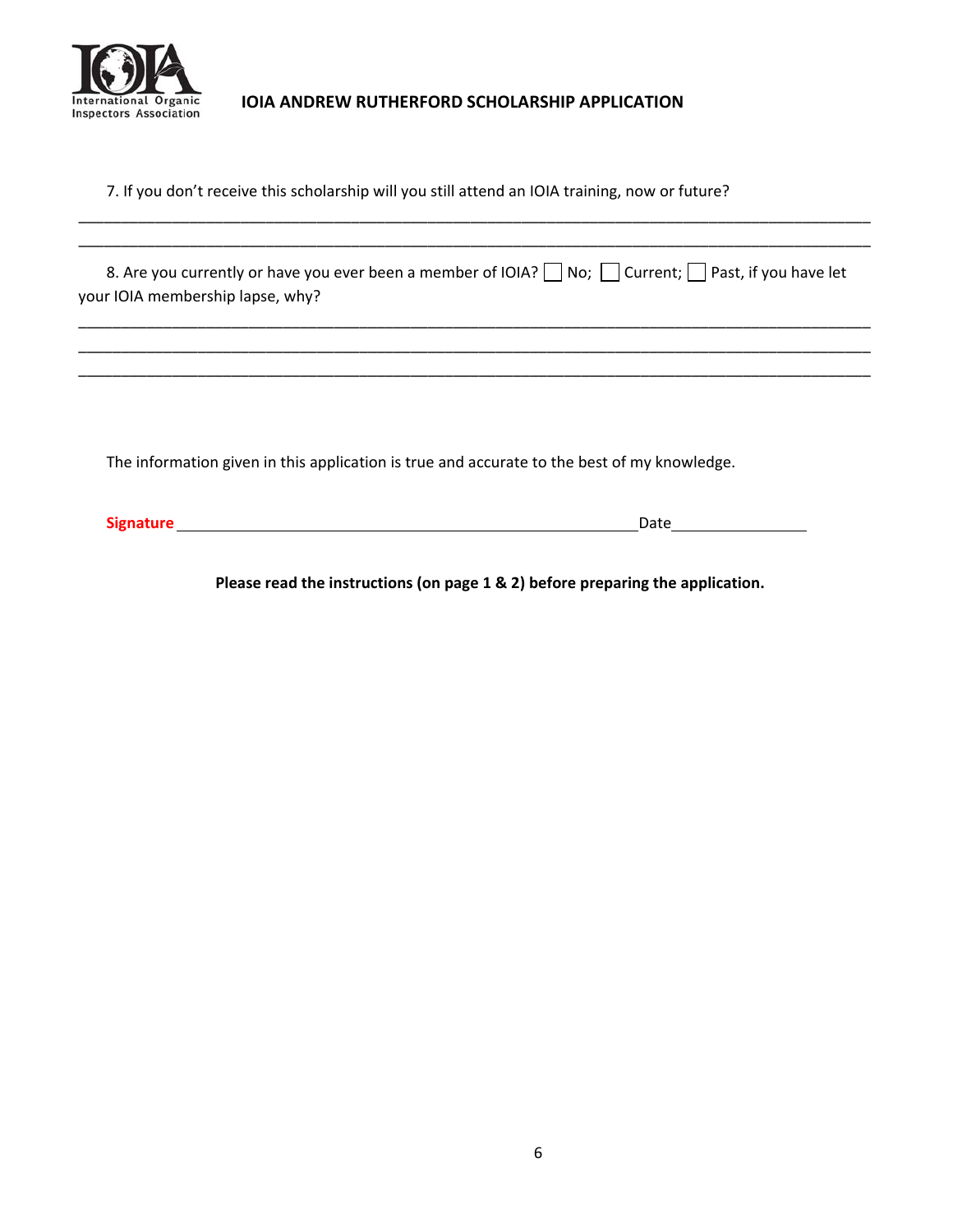7. If you don't receive this scholarship will you still attend an IOIA training, now or future?

______________________________________________________________________________________________
______________________________________________________________________________________________

8. Are you currently or have you ever been a member of IOIA? ☐ No; ☐ Current; ☐ Past, if you have let your IOIA membership lapse, why?

______________________________________________________________________________________________
______________________________________________________________________________________________
______________________________________________________________________________________________

The information given in this application is true and accurate to the best of my knowledge.

**Signature** ______________________________________________________ Date________________

**Please read the instructions (on page 1 & 2) before preparing the application.**